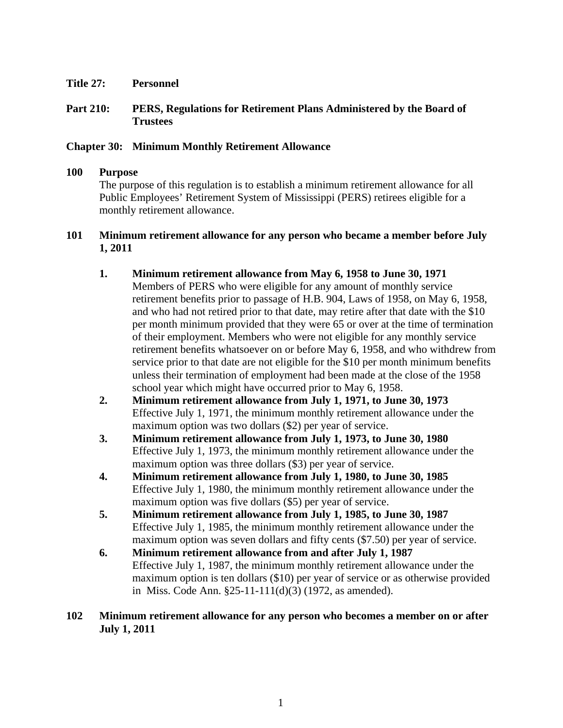**Title 27: Personnel**

**Part 210: PERS, Regulations for Retirement Plans Administered by the Board of Trustees**

**Chapter 30: Minimum Monthly Retirement Allowance**

**100 Purpose**

The purpose of this regulation is to establish a minimum retirement allowance for all Public Employees' Retirement System of Mississippi (PERS) retirees eligible for a monthly retirement allowance.

**101 Minimum retirement allowance for any person who became a member before July 1, 2011**

1. **Minimum retirement allowance from May 6, 1958 to June 30, 1971**
   Members of PERS who were eligible for any amount of monthly service retirement benefits prior to passage of H.B. 904, Laws of 1958, on May 6, 1958, and who had not retired prior to that date, may retire after that date with the $10 per month minimum provided that they were 65 or over at the time of termination of their employment. Members who were not eligible for any monthly service retirement benefits whatsoever on or before May 6, 1958, and who withdrew from service prior to that date are not eligible for the $10 per month minimum benefits unless their termination of employment had been made at the close of the 1958 school year which might have occurred prior to May 6, 1958.
2. **Minimum retirement allowance from July 1, 1971, to June 30, 1973**
   Effective July 1, 1971, the minimum monthly retirement allowance under the maximum option was two dollars ($2) per year of service.
3. **Minimum retirement allowance from July 1, 1973, to June 30, 1980**
   Effective July 1, 1973, the minimum monthly retirement allowance under the maximum option was three dollars ($3) per year of service.
4. **Minimum retirement allowance from July 1, 1980, to June 30, 1985**
   Effective July 1, 1980, the minimum monthly retirement allowance under the maximum option was five dollars ($5) per year of service.
5. **Minimum retirement allowance from July 1, 1985, to June 30, 1987**
   Effective July 1, 1985, the minimum monthly retirement allowance under the maximum option was seven dollars and fifty cents ($7.50) per year of service.
6. **Minimum retirement allowance from and after July 1, 1987**
   Effective July 1, 1987, the minimum monthly retirement allowance under the maximum option is ten dollars ($10) per year of service or as otherwise provided in Miss. Code Ann. §25-11-111(d)(3) (1972, as amended).

**102 Minimum retirement allowance for any person who becomes a member on or after July 1, 2011**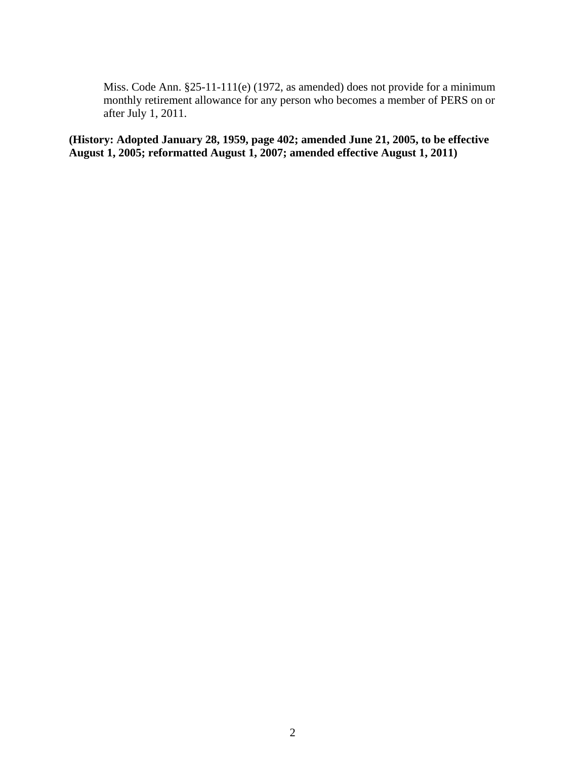Miss. Code Ann. §25-11-111(e) (1972, as amended) does not provide for a minimum monthly retirement allowance for any person who becomes a member of PERS on or after July 1, 2011.

**(History: Adopted January 28, 1959, page 402; amended June 21, 2005, to be effective August 1, 2005; reformatted August 1, 2007; amended effective August 1, 2011)**